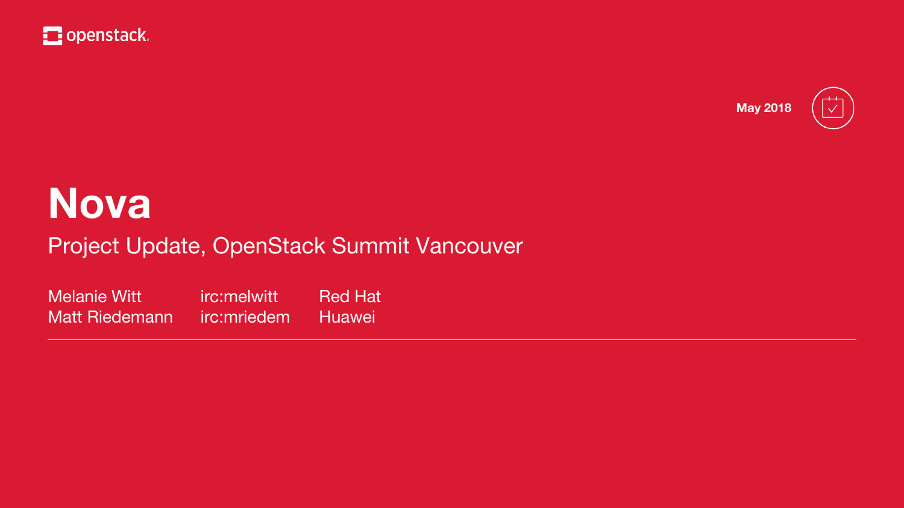openstack.

May 2018

# Nova

## Project Update, OpenStack Summit Vancouver

| | | |
|---|---|---|
| Melanie Witt | irc:melwitt | Red Hat |
| Matt Riedemann | irc:mriedem | Huawei |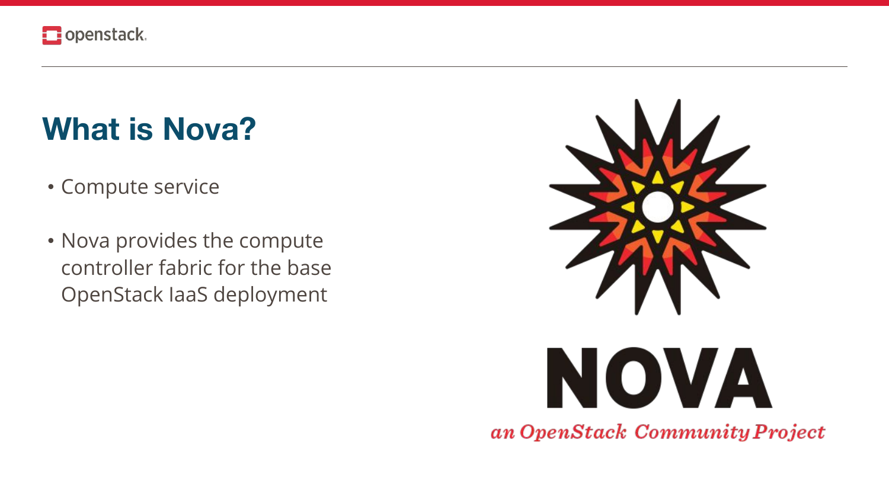# What is Nova?

- Compute service
- Nova provides the compute controller fabric for the base OpenStack IaaS deployment

NOVA

*an OpenStack Community Project*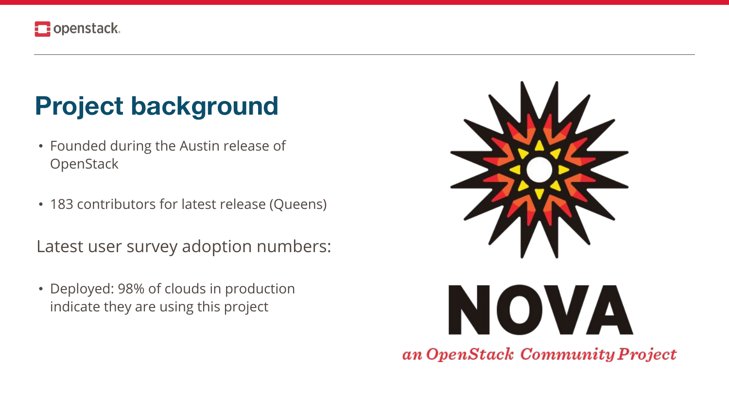# Project background

- Founded during the Austin release of OpenStack
- 183 contributors for latest release (Queens)

Latest user survey adoption numbers:

- Deployed: 98% of clouds in production indicate they are using this project

NOVA

*an OpenStack Community Project*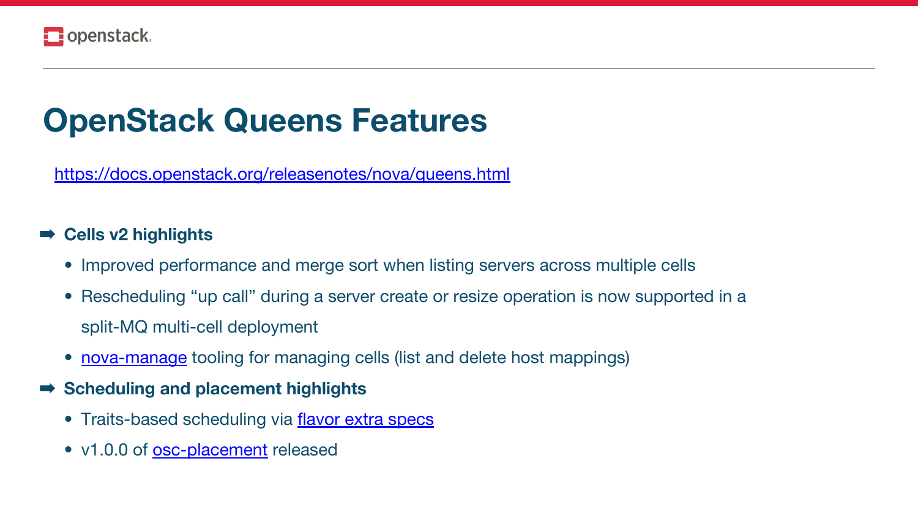# OpenStack Queens Features

https://docs.openstack.org/releasenotes/nova/queens.html

- **Cells v2 highlights**
  - Improved performance and merge sort when listing servers across multiple cells
  - Rescheduling “up call” during a server create or resize operation is now supported in a split-MQ multi-cell deployment
  - nova-manage tooling for managing cells (list and delete host mappings)
- **Scheduling and placement highlights**
  - Traits-based scheduling via flavor extra specs
  - v1.0.0 of osc-placement released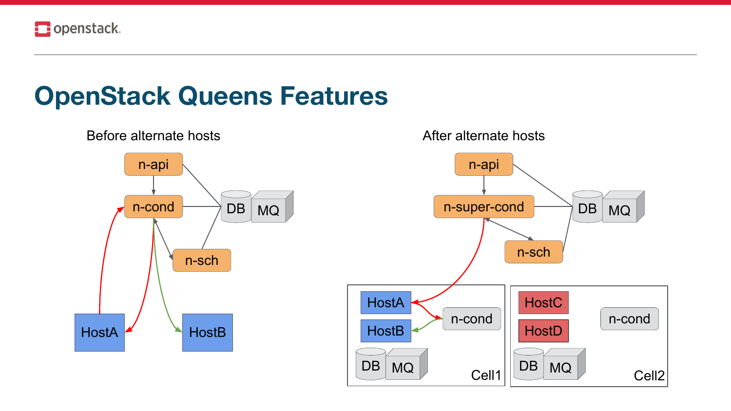# OpenStack Queens Features

Before alternate hosts

n-api

n-cond

DB

MQ

n-sch

HostA

HostB

After alternate hosts

n-api

n-super-cond

DB

MQ

n-sch

HostA

HostB

n-cond

DB

MQ

Cell1

HostC

HostD

n-cond

DB

MQ

Cell2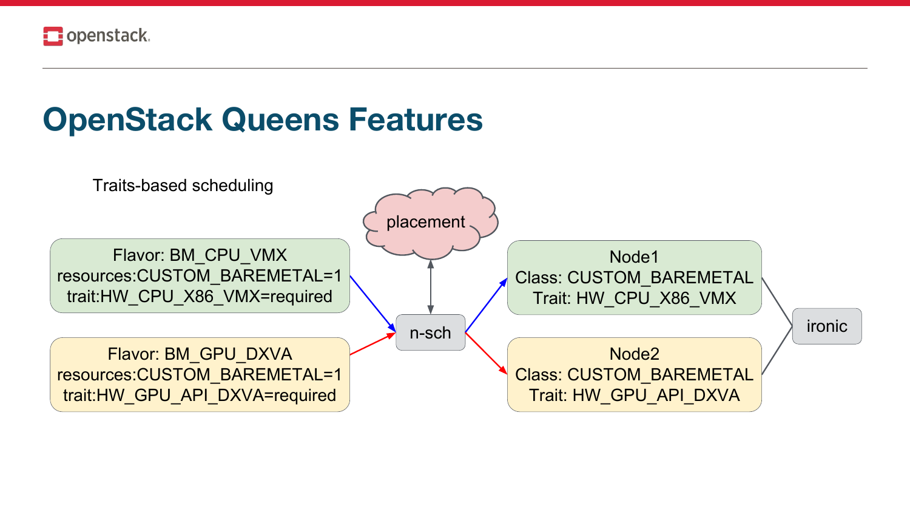# OpenStack Queens Features

Traits-based scheduling

placement

Flavor: BM_CPU_VMX
resources:CUSTOM_BAREMETAL=1
trait:HW_CPU_X86_VMX=required

Flavor: BM_GPU_DXVA
resources:CUSTOM_BAREMETAL=1
trait:HW_GPU_API_DXVA=required

n-sch

Node1
Class: CUSTOM_BAREMETAL
Trait: HW_CPU_X86_VMX

Node2
Class: CUSTOM_BAREMETAL
Trait: HW_GPU_API_DXVA

ironic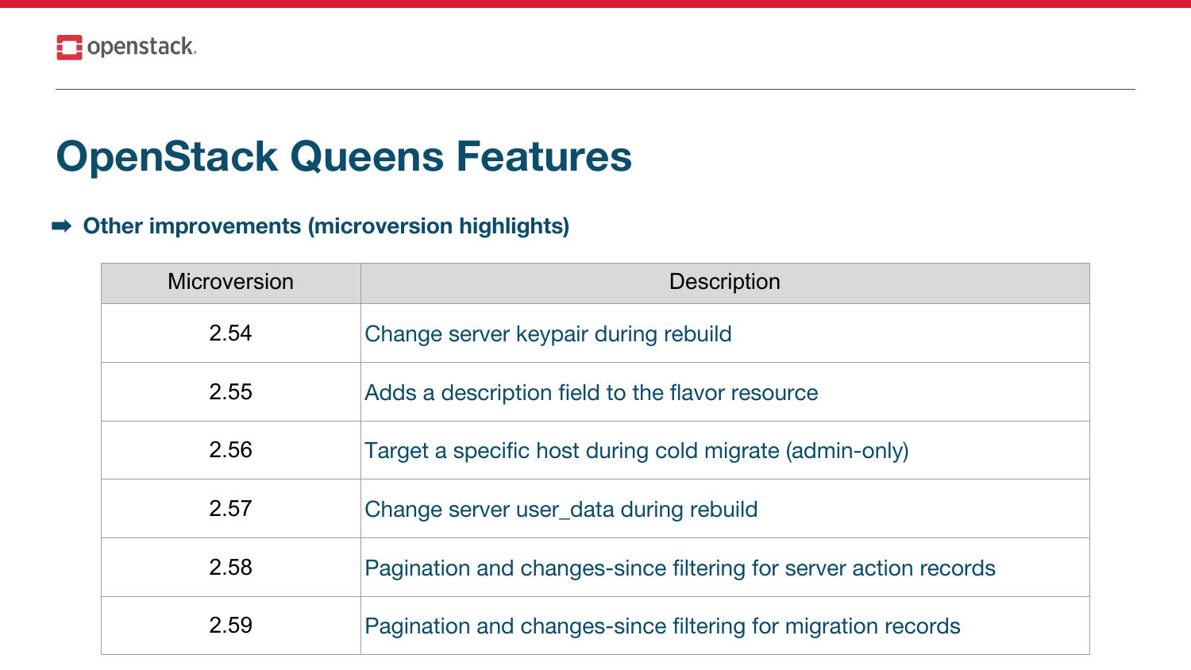# OpenStack Queens Features

➡ **Other improvements (microversion highlights)**

| Microversion | Description |
| --- | --- |
| 2.54 | Change server keypair during rebuild |
| 2.55 | Adds a description field to the flavor resource |
| 2.56 | Target a specific host during cold migrate (admin-only) |
| 2.57 | Change server user_data during rebuild |
| 2.58 | Pagination and changes-since filtering for server action records |
| 2.59 | Pagination and changes-since filtering for migration records |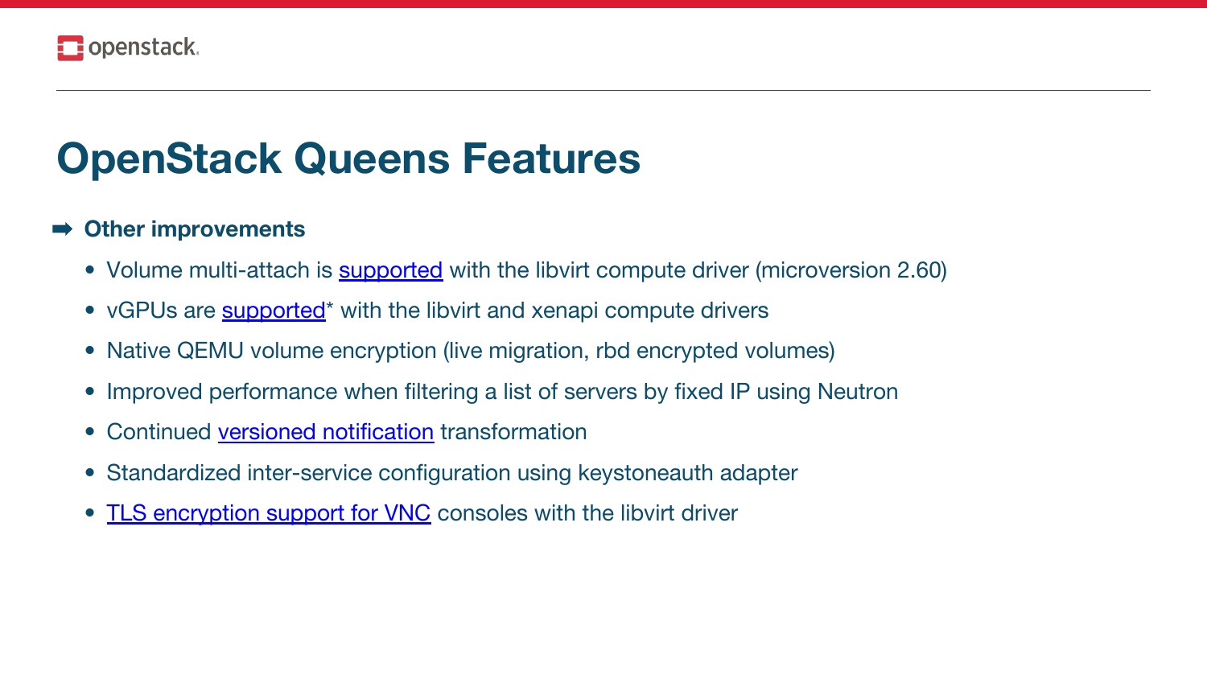# OpenStack Queens Features

➡ **Other improvements**

- Volume multi-attach is supported with the libvirt compute driver (microversion 2.60)
- vGPUs are supported* with the libvirt and xenapi compute drivers
- Native QEMU volume encryption (live migration, rbd encrypted volumes)
- Improved performance when filtering a list of servers by fixed IP using Neutron
- Continued versioned notification transformation
- Standardized inter-service configuration using keystoneauth adapter
- TLS encryption support for VNC consoles with the libvirt driver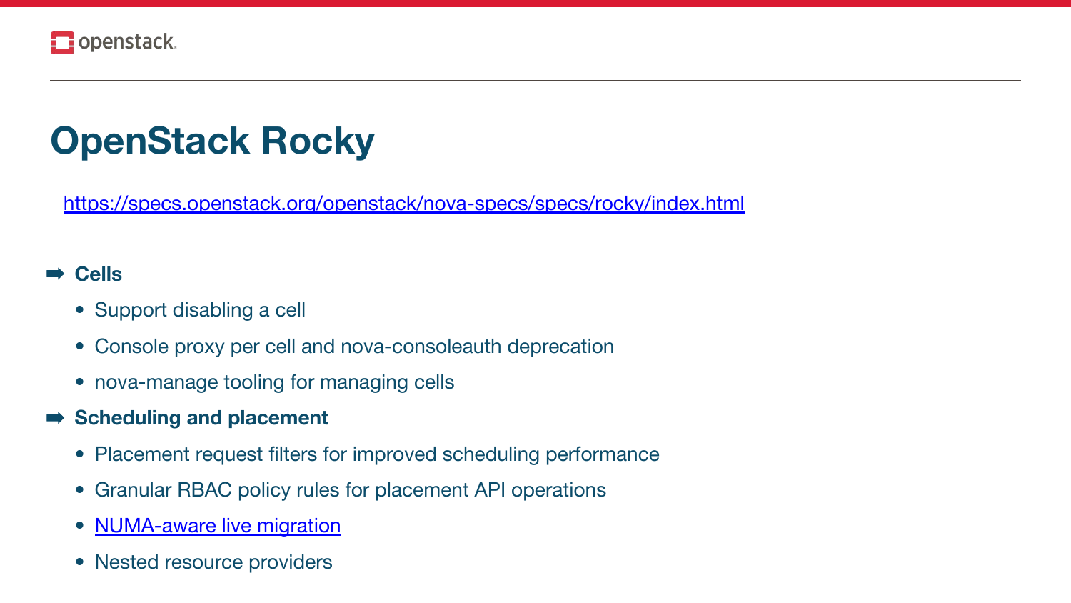# OpenStack Rocky

https://specs.openstack.org/openstack/nova-specs/specs/rocky/index.html

- **Cells**
  - Support disabling a cell
  - Console proxy per cell and nova-consoleauth deprecation
  - nova-manage tooling for managing cells
- **Scheduling and placement**
  - Placement request filters for improved scheduling performance
  - Granular RBAC policy rules for placement API operations
  - NUMA-aware live migration
  - Nested resource providers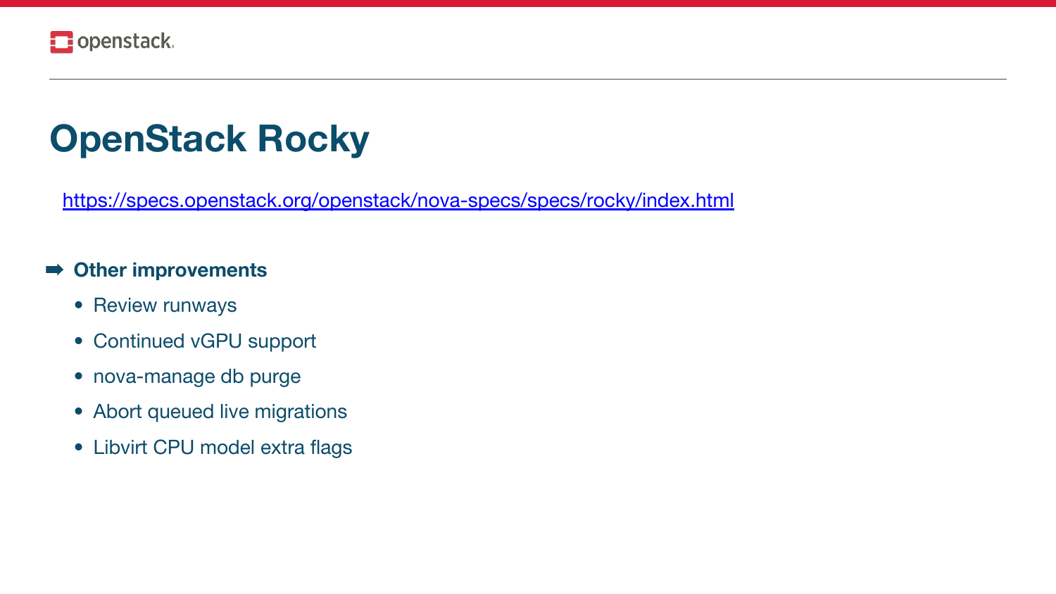# OpenStack Rocky

https://specs.openstack.org/openstack/nova-specs/specs/rocky/index.html

➡ **Other improvements**

- Review runways
- Continued vGPU support
- nova-manage db purge
- Abort queued live migrations
- Libvirt CPU model extra flags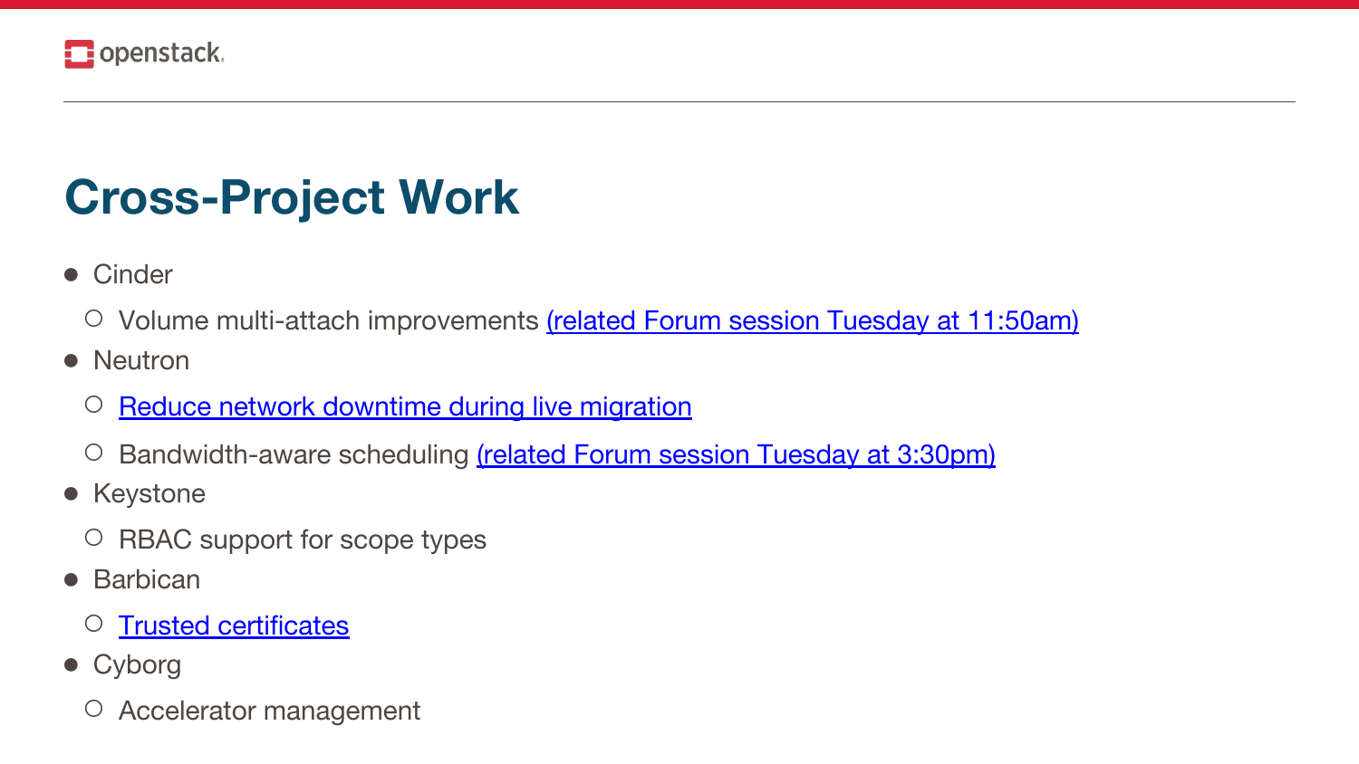# Cross-Project Work

- Cinder
  - Volume multi-attach improvements (related Forum session Tuesday at 11:50am)
- Neutron
  - Reduce network downtime during live migration
  - Bandwidth-aware scheduling (related Forum session Tuesday at 3:30pm)
- Keystone
  - RBAC support for scope types
- Barbican
  - Trusted certificates
- Cyborg
  - Accelerator management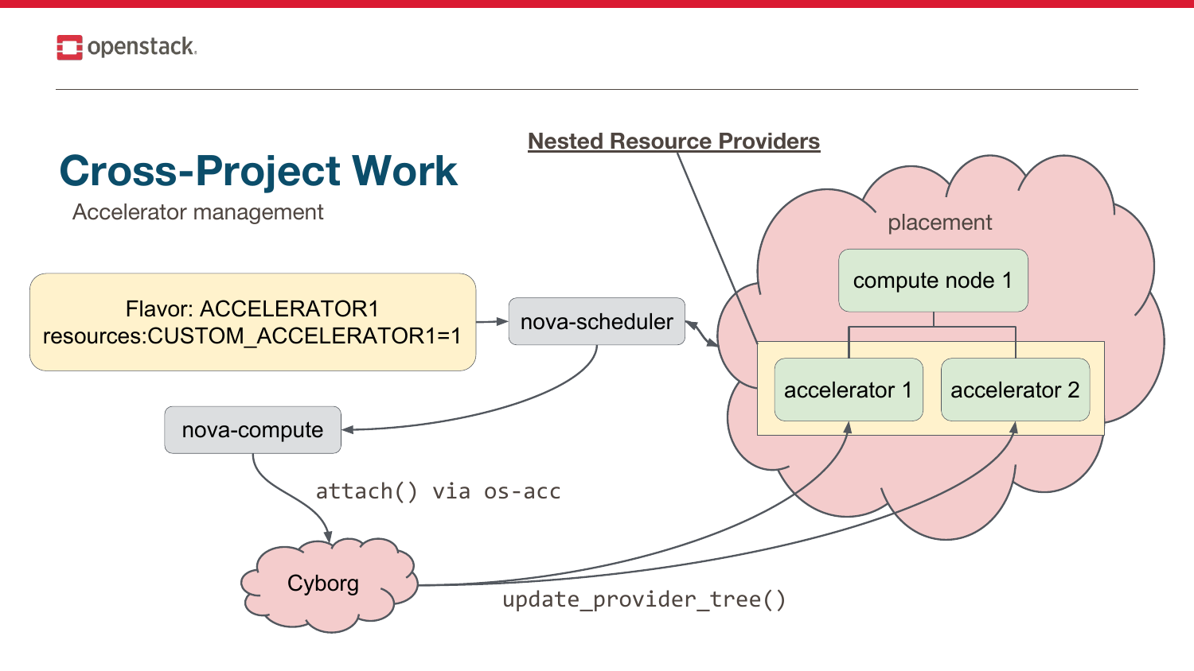# Cross-Project Work

Accelerator management

Nested Resource Providers

Flavor: ACCELERATOR1
resources:CUSTOM_ACCELERATOR1=1

nova-scheduler

nova-compute

placement

compute node 1

accelerator 1

accelerator 2

attach() via os-acc

Cyborg

update_provider_tree()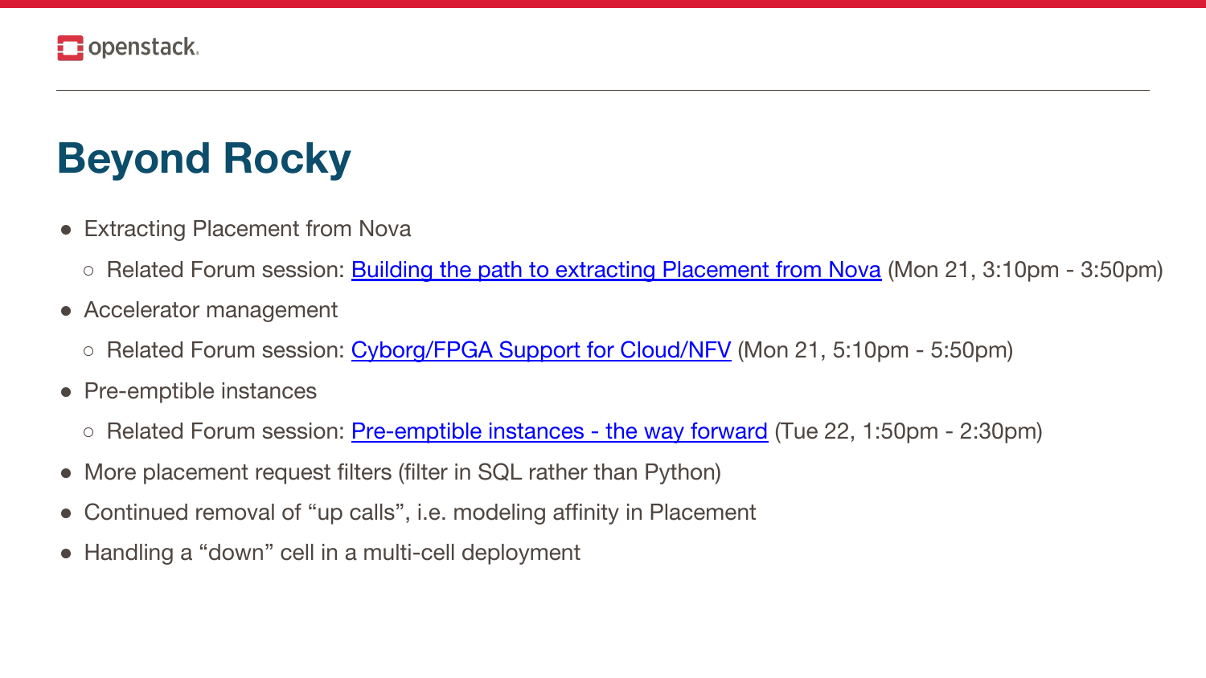# Beyond Rocky

- Extracting Placement from Nova
  - Related Forum session: Building the path to extracting Placement from Nova (Mon 21, 3:10pm - 3:50pm)
- Accelerator management
  - Related Forum session: Cyborg/FPGA Support for Cloud/NFV (Mon 21, 5:10pm - 5:50pm)
- Pre-emptible instances
  - Related Forum session: Pre-emptible instances - the way forward (Tue 22, 1:50pm - 2:30pm)
- More placement request filters (filter in SQL rather than Python)
- Continued removal of “up calls”, i.e. modeling affinity in Placement
- Handling a “down” cell in a multi-cell deployment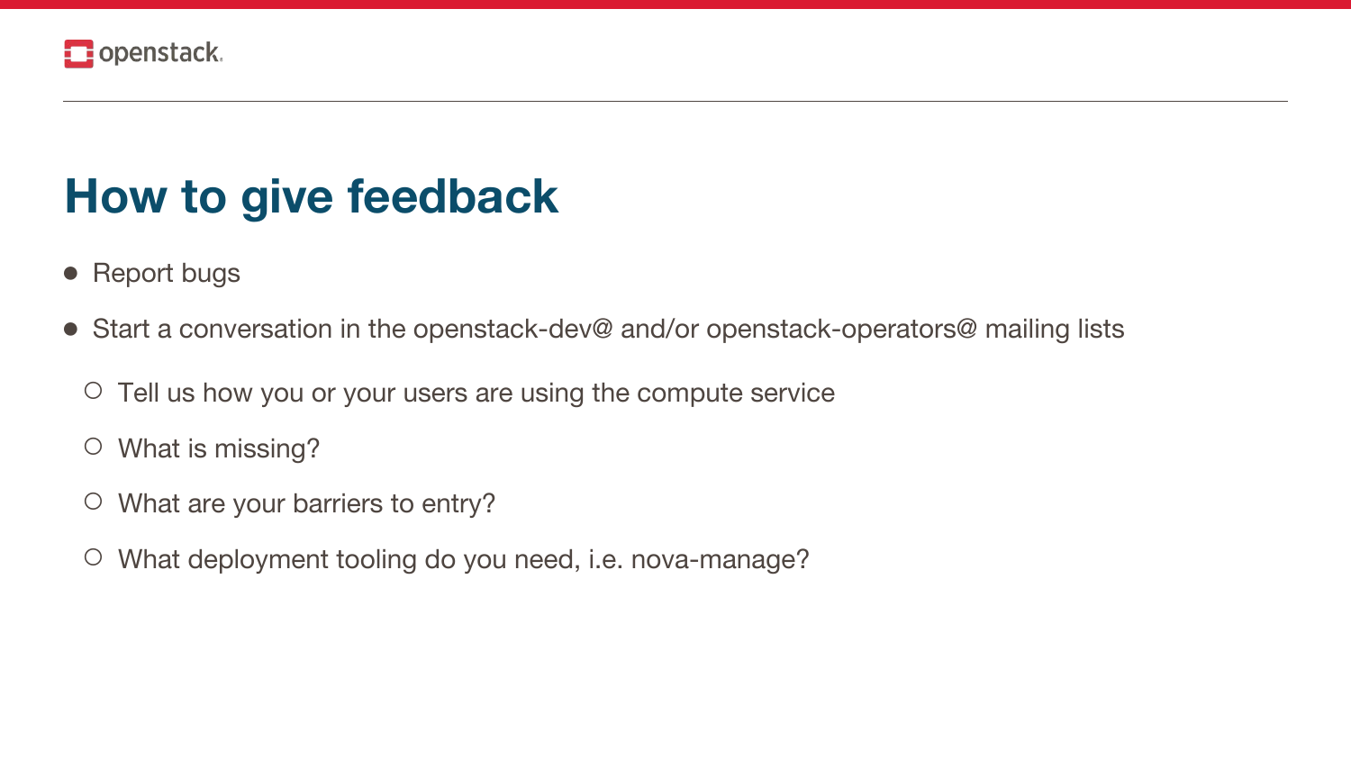# How to give feedback

- Report bugs
- Start a conversation in the openstack-dev@ and/or openstack-operators@ mailing lists
  - Tell us how you or your users are using the compute service
  - What is missing?
  - What are your barriers to entry?
  - What deployment tooling do you need, i.e. nova-manage?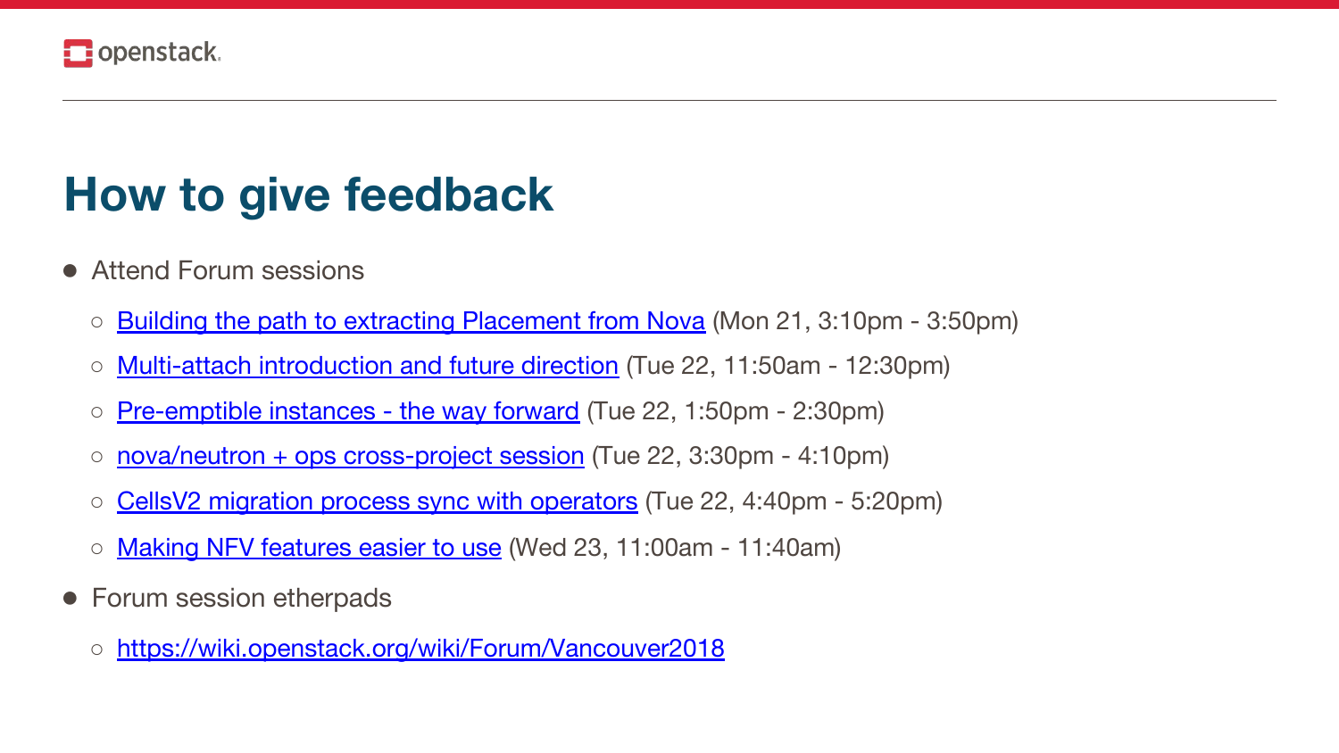# How to give feedback

- Attend Forum sessions
  - Building the path to extracting Placement from Nova (Mon 21, 3:10pm - 3:50pm)
  - Multi-attach introduction and future direction (Tue 22, 11:50am - 12:30pm)
  - Pre-emptible instances - the way forward (Tue 22, 1:50pm - 2:30pm)
  - nova/neutron + ops cross-project session (Tue 22, 3:30pm - 4:10pm)
  - CellsV2 migration process sync with operators (Tue 22, 4:40pm - 5:20pm)
  - Making NFV features easier to use (Wed 23, 11:00am - 11:40am)
- Forum session etherpads
  - https://wiki.openstack.org/wiki/Forum/Vancouver2018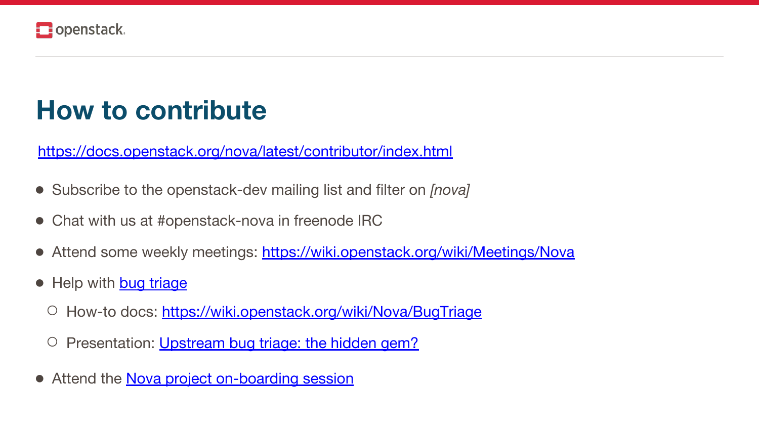# How to contribute

https://docs.openstack.org/nova/latest/contributor/index.html

- Subscribe to the openstack-dev mailing list and filter on *[nova]*
- Chat with us at #openstack-nova in freenode IRC
- Attend some weekly meetings: https://wiki.openstack.org/wiki/Meetings/Nova
- Help with bug triage
  - How-to docs: https://wiki.openstack.org/wiki/Nova/BugTriage
  - Presentation: Upstream bug triage: the hidden gem?
- Attend the Nova project on-boarding session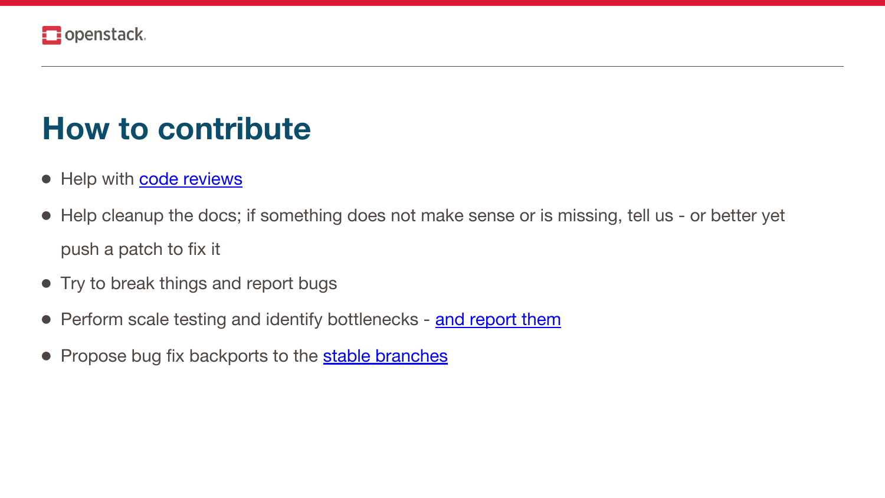# How to contribute

- Help with code reviews
- Help cleanup the docs; if something does not make sense or is missing, tell us - or better yet push a patch to fix it
- Try to break things and report bugs
- Perform scale testing and identify bottlenecks - and report them
- Propose bug fix backports to the stable branches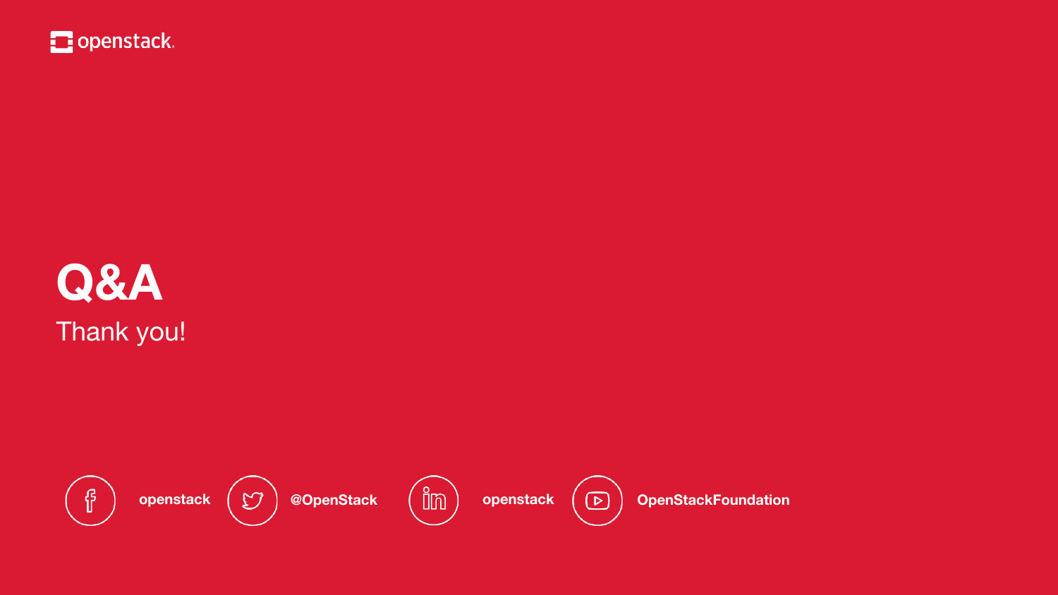openstack

# Q&A

Thank you!

openstack @OpenStack openstack OpenStackFoundation